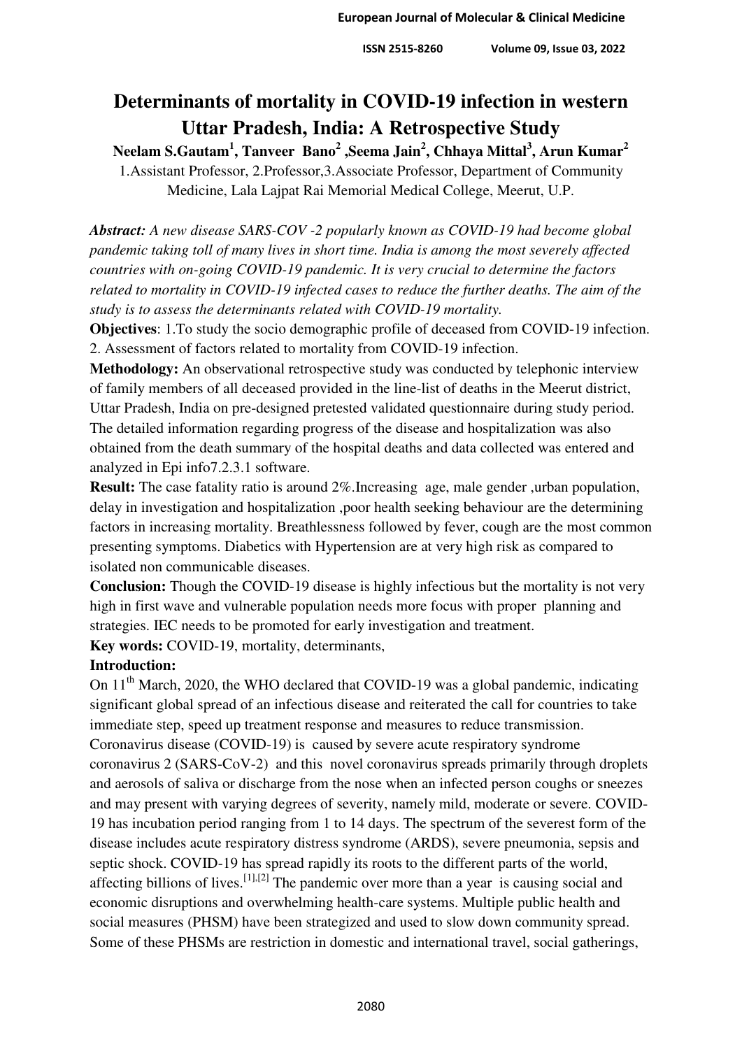# Determinants of mortality in COVID-19 infection in western Uttar Pradesh, India: A Retrospective Study

**Neelam S.Gautam[1], Tanveer Bano[2] ,Seema Jain[2], Chhaya Mittal[3], Arun Kumar[2]**

1.Assistant Professor, 2.Professor,3.Associate Professor, Department of Community Medicine, Lala Lajpat Rai Memorial Medical College, Meerut, U.P.

***Abstract:*** *A new disease SARS-COV -2 popularly known as COVID-19 had become global pandemic taking toll of many lives in short time. India is among the most severely affected countries with on-going COVID-19 pandemic. It is very crucial to determine the factors related to mortality in COVID-19 infected cases to reduce the further deaths. The aim of the study is to assess the determinants related with COVID-19 mortality.*

**Objectives**: 1.To study the socio demographic profile of deceased from COVID-19 infection. 2. Assessment of factors related to mortality from COVID-19 infection.

**Methodology:** An observational retrospective study was conducted by telephonic interview of family members of all deceased provided in the line-list of deaths in the Meerut district, Uttar Pradesh, India on pre-designed pretested validated questionnaire during study period. The detailed information regarding progress of the disease and hospitalization was also obtained from the death summary of the hospital deaths and data collected was entered and analyzed in Epi info7.2.3.1 software.

**Result:** The case fatality ratio is around 2%.Increasing age, male gender ,urban population, delay in investigation and hospitalization ,poor health seeking behaviour are the determining factors in increasing mortality. Breathlessness followed by fever, cough are the most common presenting symptoms. Diabetics with Hypertension are at very high risk as compared to isolated non communicable diseases.

**Conclusion:** Though the COVID-19 disease is highly infectious but the mortality is not very high in first wave and vulnerable population needs more focus with proper planning and strategies. IEC needs to be promoted for early investigation and treatment.

**Key words:** COVID-19, mortality, determinants,

**Introduction:**

On 11th March, 2020, the WHO declared that COVID-19 was a global pandemic, indicating significant global spread of an infectious disease and reiterated the call for countries to take immediate step, speed up treatment response and measures to reduce transmission. Coronavirus disease (COVID-19) is caused by severe acute respiratory syndrome coronavirus 2 (SARS-CoV-2) and this novel coronavirus spreads primarily through droplets and aerosols of saliva or discharge from the nose when an infected person coughs or sneezes and may present with varying degrees of severity, namely mild, moderate or severe. COVID-19 has incubation period ranging from 1 to 14 days. The spectrum of the severest form of the disease includes acute respiratory distress syndrome (ARDS), severe pneumonia, sepsis and septic shock. COVID-19 has spread rapidly its roots to the different parts of the world, affecting billions of lives.[1],[2] The pandemic over more than a year is causing social and economic disruptions and overwhelming health-care systems. Multiple public health and social measures (PHSM) have been strategized and used to slow down community spread. Some of these PHSMs are restriction in domestic and international travel, social gatherings,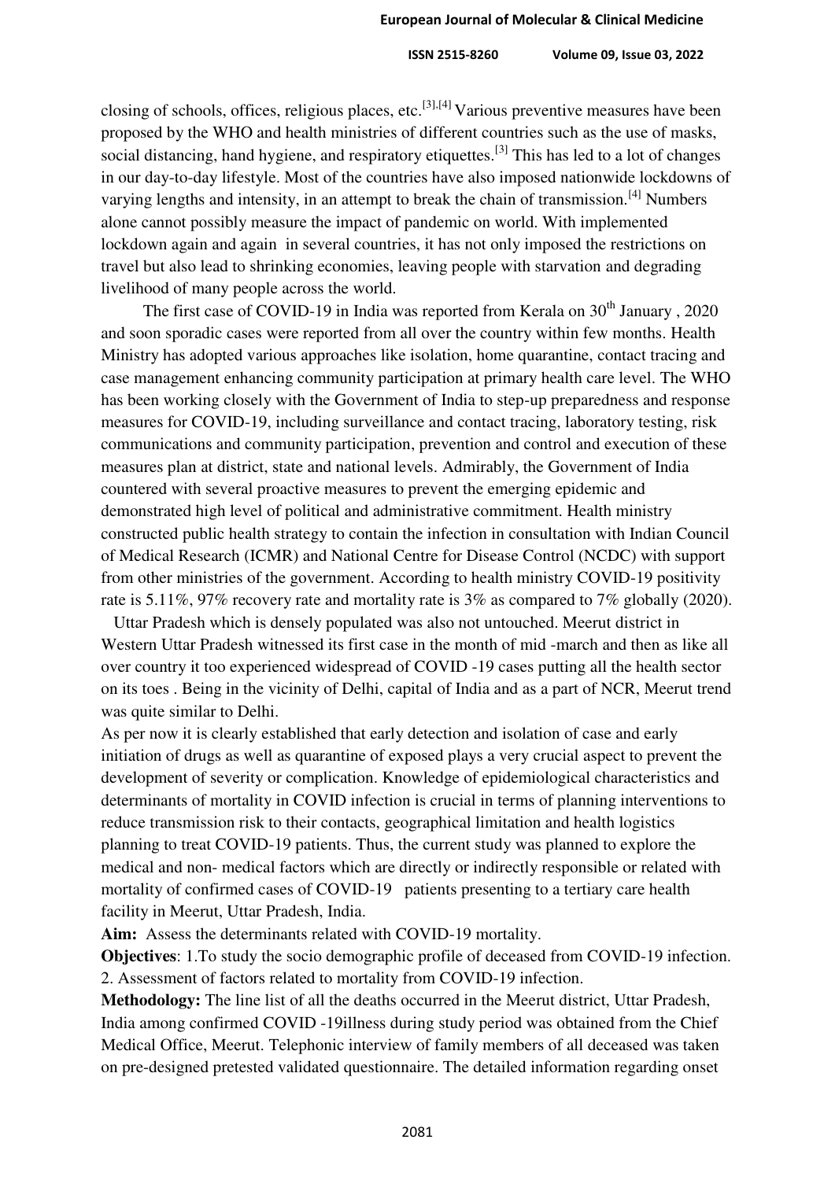closing of schools, offices, religious places, etc.[3],[4] Various preventive measures have been proposed by the WHO and health ministries of different countries such as the use of masks, social distancing, hand hygiene, and respiratory etiquettes.[3] This has led to a lot of changes in our day-to-day lifestyle. Most of the countries have also imposed nationwide lockdowns of varying lengths and intensity, in an attempt to break the chain of transmission.[4] Numbers alone cannot possibly measure the impact of pandemic on world. With implemented lockdown again and again in several countries, it has not only imposed the restrictions on travel but also lead to shrinking economies, leaving people with starvation and degrading livelihood of many people across the world.

The first case of COVID-19 in India was reported from Kerala on 30th January , 2020 and soon sporadic cases were reported from all over the country within few months. Health Ministry has adopted various approaches like isolation, home quarantine, contact tracing and case management enhancing community participation at primary health care level. The WHO has been working closely with the Government of India to step-up preparedness and response measures for COVID-19, including surveillance and contact tracing, laboratory testing, risk communications and community participation, prevention and control and execution of these measures plan at district, state and national levels. Admirably, the Government of India countered with several proactive measures to prevent the emerging epidemic and demonstrated high level of political and administrative commitment. Health ministry constructed public health strategy to contain the infection in consultation with Indian Council of Medical Research (ICMR) and National Centre for Disease Control (NCDC) with support from other ministries of the government. According to health ministry COVID-19 positivity rate is 5.11%, 97% recovery rate and mortality rate is 3% as compared to 7% globally (2020).

Uttar Pradesh which is densely populated was also not untouched. Meerut district in Western Uttar Pradesh witnessed its first case in the month of mid -march and then as like all over country it too experienced widespread of COVID -19 cases putting all the health sector on its toes . Being in the vicinity of Delhi, capital of India and as a part of NCR, Meerut trend was quite similar to Delhi.

As per now it is clearly established that early detection and isolation of case and early initiation of drugs as well as quarantine of exposed plays a very crucial aspect to prevent the development of severity or complication. Knowledge of epidemiological characteristics and determinants of mortality in COVID infection is crucial in terms of planning interventions to reduce transmission risk to their contacts, geographical limitation and health logistics planning to treat COVID-19 patients. Thus, the current study was planned to explore the medical and non- medical factors which are directly or indirectly responsible or related with mortality of confirmed cases of COVID-19 patients presenting to a tertiary care health facility in Meerut, Uttar Pradesh, India.

**Aim:** Assess the determinants related with COVID-19 mortality.

**Objectives**: 1.To study the socio demographic profile of deceased from COVID-19 infection. 2. Assessment of factors related to mortality from COVID-19 infection.

**Methodology:** The line list of all the deaths occurred in the Meerut district, Uttar Pradesh, India among confirmed COVID -19illness during study period was obtained from the Chief Medical Office, Meerut. Telephonic interview of family members of all deceased was taken on pre-designed pretested validated questionnaire. The detailed information regarding onset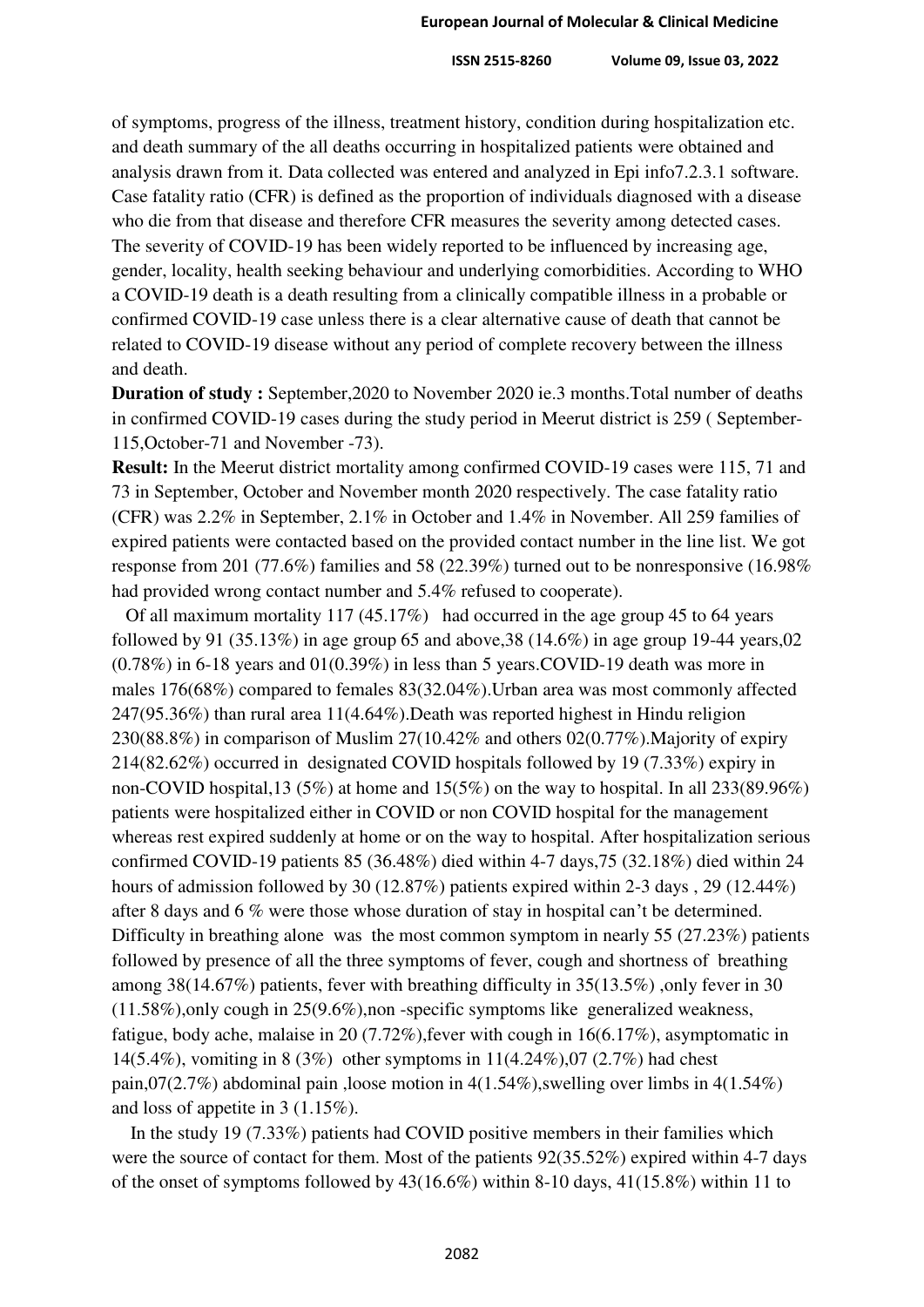of symptoms, progress of the illness, treatment history, condition during hospitalization etc. and death summary of the all deaths occurring in hospitalized patients were obtained and analysis drawn from it. Data collected was entered and analyzed in Epi info7.2.3.1 software. Case fatality ratio (CFR) is defined as the proportion of individuals diagnosed with a disease who die from that disease and therefore CFR measures the severity among detected cases. The severity of COVID-19 has been widely reported to be influenced by increasing age, gender, locality, health seeking behaviour and underlying comorbidities. According to WHO a COVID-19 death is a death resulting from a clinically compatible illness in a probable or confirmed COVID-19 case unless there is a clear alternative cause of death that cannot be related to COVID-19 disease without any period of complete recovery between the illness and death.

**Duration of study :** September,2020 to November 2020 ie.3 months.Total number of deaths in confirmed COVID-19 cases during the study period in Meerut district is 259 ( September-115,October-71 and November -73).

**Result:** In the Meerut district mortality among confirmed COVID-19 cases were 115, 71 and 73 in September, October and November month 2020 respectively. The case fatality ratio (CFR) was 2.2% in September, 2.1% in October and 1.4% in November. All 259 families of expired patients were contacted based on the provided contact number in the line list. We got response from 201 (77.6%) families and 58 (22.39%) turned out to be nonresponsive (16.98% had provided wrong contact number and 5.4% refused to cooperate).

Of all maximum mortality 117 (45.17%) had occurred in the age group 45 to 64 years followed by 91 (35.13%) in age group 65 and above,38 (14.6%) in age group 19-44 years,02 (0.78%) in 6-18 years and 01(0.39%) in less than 5 years.COVID-19 death was more in males 176(68%) compared to females 83(32.04%).Urban area was most commonly affected 247(95.36%) than rural area 11(4.64%).Death was reported highest in Hindu religion 230(88.8%) in comparison of Muslim 27(10.42% and others 02(0.77%).Majority of expiry 214(82.62%) occurred in designated COVID hospitals followed by 19 (7.33%) expiry in non-COVID hospital,13 (5%) at home and 15(5%) on the way to hospital. In all 233(89.96%) patients were hospitalized either in COVID or non COVID hospital for the management whereas rest expired suddenly at home or on the way to hospital. After hospitalization serious confirmed COVID-19 patients 85 (36.48%) died within 4-7 days,75 (32.18%) died within 24 hours of admission followed by 30 (12.87%) patients expired within 2-3 days , 29 (12.44%) after 8 days and 6 % were those whose duration of stay in hospital can't be determined. Difficulty in breathing alone was the most common symptom in nearly 55 (27.23%) patients followed by presence of all the three symptoms of fever, cough and shortness of breathing among 38(14.67%) patients, fever with breathing difficulty in 35(13.5%) ,only fever in 30 (11.58%),only cough in 25(9.6%),non -specific symptoms like generalized weakness, fatigue, body ache, malaise in 20 (7.72%),fever with cough in 16(6.17%), asymptomatic in 14(5.4%), vomiting in 8 (3%) other symptoms in 11(4.24%),07 (2.7%) had chest pain,07(2.7%) abdominal pain ,loose motion in 4(1.54%),swelling over limbs in 4(1.54%) and loss of appetite in 3 (1.15%).

In the study 19 (7.33%) patients had COVID positive members in their families which were the source of contact for them. Most of the patients 92(35.52%) expired within 4-7 days of the onset of symptoms followed by 43(16.6%) within 8-10 days, 41(15.8%) within 11 to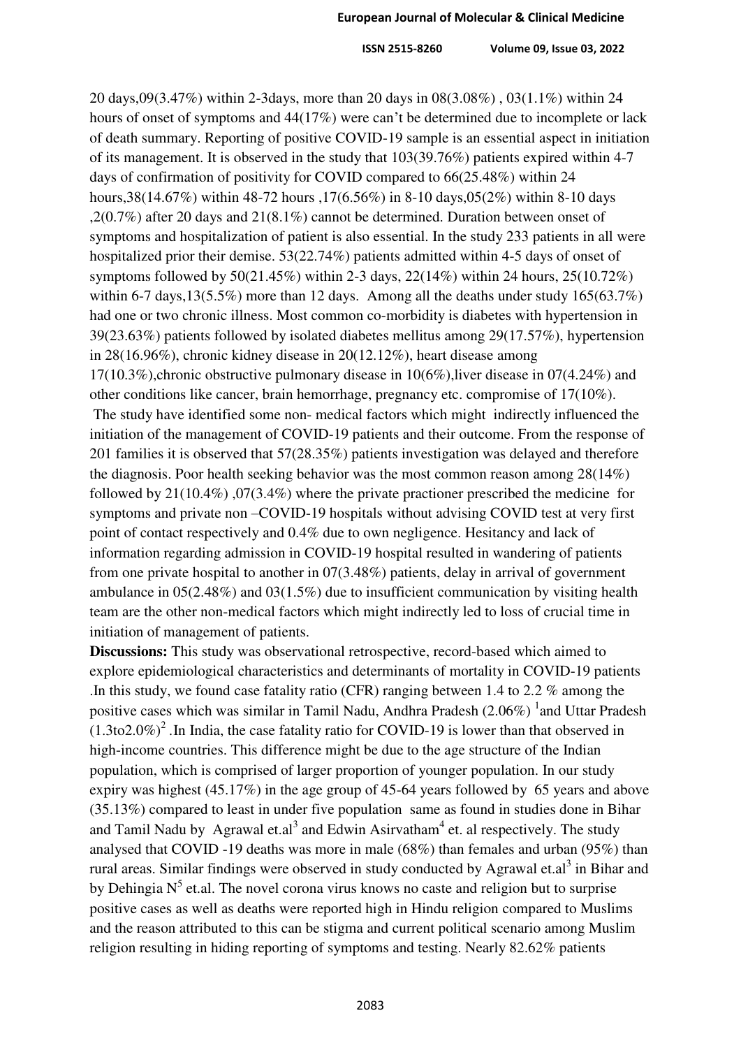20 days,09(3.47%) within 2-3days, more than 20 days in 08(3.08%) , 03(1.1%) within 24 hours of onset of symptoms and 44(17%) were can't be determined due to incomplete or lack of death summary. Reporting of positive COVID-19 sample is an essential aspect in initiation of its management. It is observed in the study that 103(39.76%) patients expired within 4-7 days of confirmation of positivity for COVID compared to 66(25.48%) within 24 hours,38(14.67%) within 48-72 hours ,17(6.56%) in 8-10 days,05(2%) within 8-10 days ,2(0.7%) after 20 days and 21(8.1%) cannot be determined. Duration between onset of symptoms and hospitalization of patient is also essential. In the study 233 patients in all were hospitalized prior their demise. 53(22.74%) patients admitted within 4-5 days of onset of symptoms followed by 50(21.45%) within 2-3 days, 22(14%) within 24 hours, 25(10.72%) within 6-7 days,13(5.5%) more than 12 days. Among all the deaths under study 165(63.7%) had one or two chronic illness. Most common co-morbidity is diabetes with hypertension in 39(23.63%) patients followed by isolated diabetes mellitus among 29(17.57%), hypertension in 28(16.96%), chronic kidney disease in 20(12.12%), heart disease among 17(10.3%),chronic obstructive pulmonary disease in 10(6%),liver disease in 07(4.24%) and other conditions like cancer, brain hemorrhage, pregnancy etc. compromise of 17(10%).
The study have identified some non- medical factors which might indirectly influenced the initiation of the management of COVID-19 patients and their outcome. From the response of 201 families it is observed that 57(28.35%) patients investigation was delayed and therefore the diagnosis. Poor health seeking behavior was the most common reason among 28(14%) followed by 21(10.4%) ,07(3.4%) where the private practioner prescribed the medicine for symptoms and private non –COVID-19 hospitals without advising COVID test at very first point of contact respectively and 0.4% due to own negligence. Hesitancy and lack of information regarding admission in COVID-19 hospital resulted in wandering of patients from one private hospital to another in 07(3.48%) patients, delay in arrival of government ambulance in 05(2.48%) and 03(1.5%) due to insufficient communication by visiting health team are the other non-medical factors which might indirectly led to loss of crucial time in initiation of management of patients.

**Discussions:** This study was observational retrospective, record-based which aimed to explore epidemiological characteristics and determinants of mortality in COVID-19 patients .In this study, we found case fatality ratio (CFR) ranging between 1.4 to 2.2 % among the positive cases which was similar in Tamil Nadu, Andhra Pradesh (2.06%) [1]and Uttar Pradesh (1.3to2.0%)[2] .In India, the case fatality ratio for COVID-19 is lower than that observed in high-income countries. This difference might be due to the age structure of the Indian population, which is comprised of larger proportion of younger population. In our study expiry was highest (45.17%) in the age group of 45-64 years followed by 65 years and above (35.13%) compared to least in under five population same as found in studies done in Bihar and Tamil Nadu by Agrawal et.al[3] and Edwin Asirvatham[4] et. al respectively. The study analysed that COVID -19 deaths was more in male (68%) than females and urban (95%) than rural areas. Similar findings were observed in study conducted by Agrawal et.al[3] in Bihar and by Dehingia N[5] et.al. The novel corona virus knows no caste and religion but to surprise positive cases as well as deaths were reported high in Hindu religion compared to Muslims and the reason attributed to this can be stigma and current political scenario among Muslim religion resulting in hiding reporting of symptoms and testing. Nearly 82.62% patients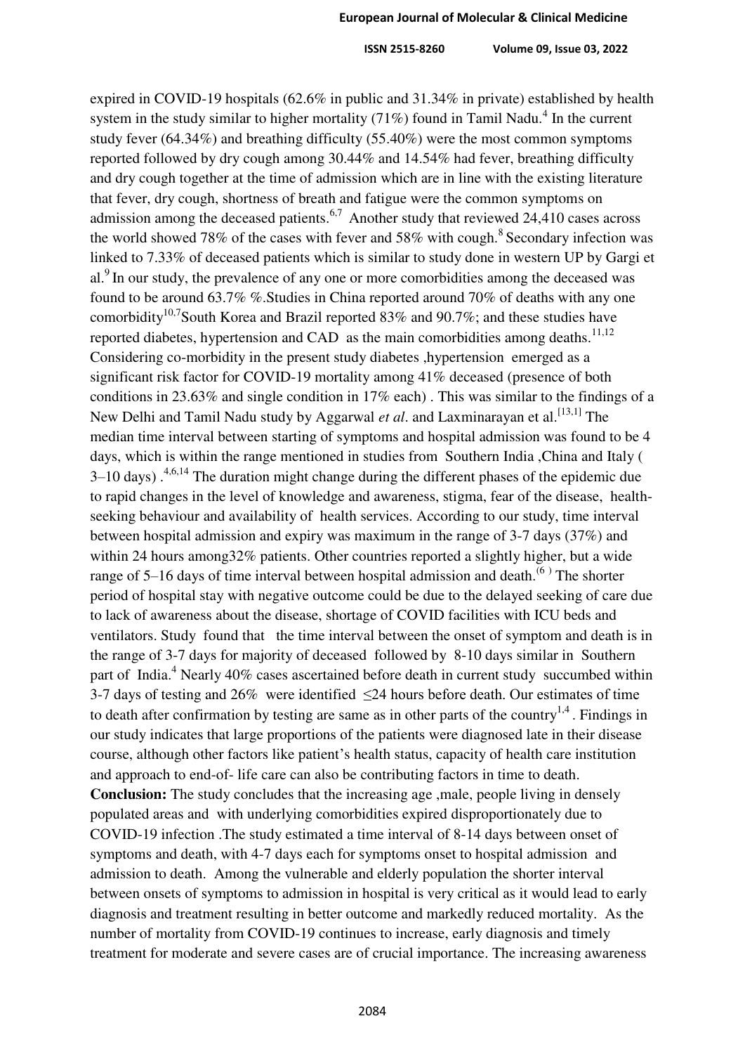expired in COVID-19 hospitals (62.6% in public and 31.34% in private) established by health system in the study similar to higher mortality (71%) found in Tamil Nadu.[4] In the current study fever (64.34%) and breathing difficulty (55.40%) were the most common symptoms reported followed by dry cough among 30.44% and 14.54% had fever, breathing difficulty and dry cough together at the time of admission which are in line with the existing literature that fever, dry cough, shortness of breath and fatigue were the common symptoms on admission among the deceased patients.[6,7] Another study that reviewed 24,410 cases across the world showed 78% of the cases with fever and 58% with cough.[8] Secondary infection was linked to 7.33% of deceased patients which is similar to study done in western UP by Gargi et al.[9] In our study, the prevalence of any one or more comorbidities among the deceased was found to be around 63.7% %.Studies in China reported around 70% of deaths with any one comorbidity[10,7]South Korea and Brazil reported 83% and 90.7%; and these studies have reported diabetes, hypertension and CAD as the main comorbidities among deaths.[11,12] Considering co-morbidity in the present study diabetes ,hypertension emerged as a significant risk factor for COVID-19 mortality among 41% deceased (presence of both conditions in 23.63% and single condition in 17% each) . This was similar to the findings of a New Delhi and Tamil Nadu study by Aggarwal *et al*. and Laxminarayan et al.[13,1] The median time interval between starting of symptoms and hospital admission was found to be 4 days, which is within the range mentioned in studies from Southern India ,China and Italy ( 3–10 days) .[4,6,14] The duration might change during the different phases of the epidemic due to rapid changes in the level of knowledge and awareness, stigma, fear of the disease, health-seeking behaviour and availability of health services. According to our study, time interval between hospital admission and expiry was maximum in the range of 3-7 days (37%) and within 24 hours among32% patients. Other countries reported a slightly higher, but a wide range of 5–16 days of time interval between hospital admission and death.[6] The shorter period of hospital stay with negative outcome could be due to the delayed seeking of care due to lack of awareness about the disease, shortage of COVID facilities with ICU beds and ventilators. Study found that the time interval between the onset of symptom and death is in the range of 3-7 days for majority of deceased followed by 8-10 days similar in Southern part of India.[4] Nearly 40% cases ascertained before death in current study succumbed within 3-7 days of testing and 26% were identified ≤24 hours before death. Our estimates of time to death after confirmation by testing are same as in other parts of the country[1,4]. Findings in our study indicates that large proportions of the patients were diagnosed late in their disease course, although other factors like patient's health status, capacity of health care institution and approach to end-of- life care can also be contributing factors in time to death.

**Conclusion:** The study concludes that the increasing age ,male, people living in densely populated areas and with underlying comorbidities expired disproportionately due to COVID-19 infection .The study estimated a time interval of 8-14 days between onset of symptoms and death, with 4-7 days each for symptoms onset to hospital admission and admission to death. Among the vulnerable and elderly population the shorter interval between onsets of symptoms to admission in hospital is very critical as it would lead to early diagnosis and treatment resulting in better outcome and markedly reduced mortality. As the number of mortality from COVID-19 continues to increase, early diagnosis and timely treatment for moderate and severe cases are of crucial importance. The increasing awareness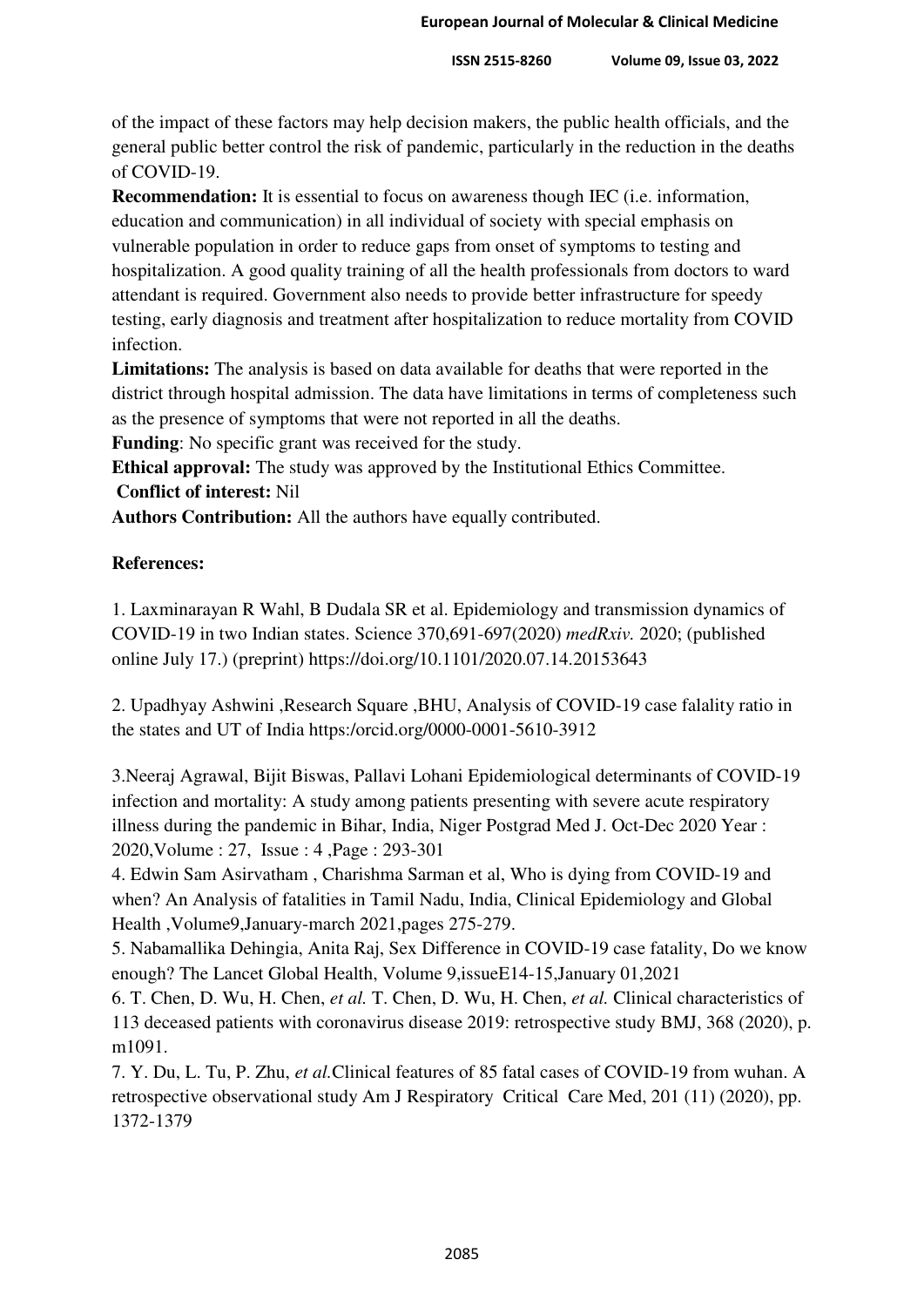of the impact of these factors may help decision makers, the public health officials, and the general public better control the risk of pandemic, particularly in the reduction in the deaths of COVID-19.

**Recommendation:** It is essential to focus on awareness though IEC (i.e. information, education and communication) in all individual of society with special emphasis on vulnerable population in order to reduce gaps from onset of symptoms to testing and hospitalization. A good quality training of all the health professionals from doctors to ward attendant is required. Government also needs to provide better infrastructure for speedy testing, early diagnosis and treatment after hospitalization to reduce mortality from COVID infection.

**Limitations:** The analysis is based on data available for deaths that were reported in the district through hospital admission. The data have limitations in terms of completeness such as the presence of symptoms that were not reported in all the deaths.

**Funding**: No specific grant was received for the study.

**Ethical approval:** The study was approved by the Institutional Ethics Committee.

**Conflict of interest:** Nil

**Authors Contribution:** All the authors have equally contributed.

**References:**

1. Laxminarayan R Wahl, B Dudala SR et al. Epidemiology and transmission dynamics of COVID-19 in two Indian states. Science 370,691-697(2020) *medRxiv.* 2020; (published online July 17.) (preprint) https://doi.org/10.1101/2020.07.14.20153643

2. Upadhyay Ashwini ,Research Square ,BHU, Analysis of COVID-19 case falality ratio in the states and UT of India https:/orcid.org/0000-0001-5610-3912

3. Neeraj Agrawal, Bijit Biswas, Pallavi Lohani Epidemiological determinants of COVID-19 infection and mortality: A study among patients presenting with severe acute respiratory illness during the pandemic in Bihar, India, Niger Postgrad Med J. Oct-Dec 2020 Year : 2020,Volume : 27, Issue : 4 ,Page : 293-301

4. Edwin Sam Asirvatham , Charishma Sarman et al, Who is dying from COVID-19 and when? An Analysis of fatalities in Tamil Nadu, India, Clinical Epidemiology and Global Health ,Volume9,January-march 2021,pages 275-279.

5. Nabamallika Dehingia, Anita Raj, Sex Difference in COVID-19 case fatality, Do we know enough? The Lancet Global Health, Volume 9,issueE14-15,January 01,2021

6. T. Chen, D. Wu, H. Chen, *et al.* T. Chen, D. Wu, H. Chen, *et al.* Clinical characteristics of 113 deceased patients with coronavirus disease 2019: retrospective study BMJ, 368 (2020), p. m1091.

7. Y. Du, L. Tu, P. Zhu, *et al.*Clinical features of 85 fatal cases of COVID-19 from wuhan. A retrospective observational study Am J Respiratory Critical Care Med, 201 (11) (2020), pp. 1372-1379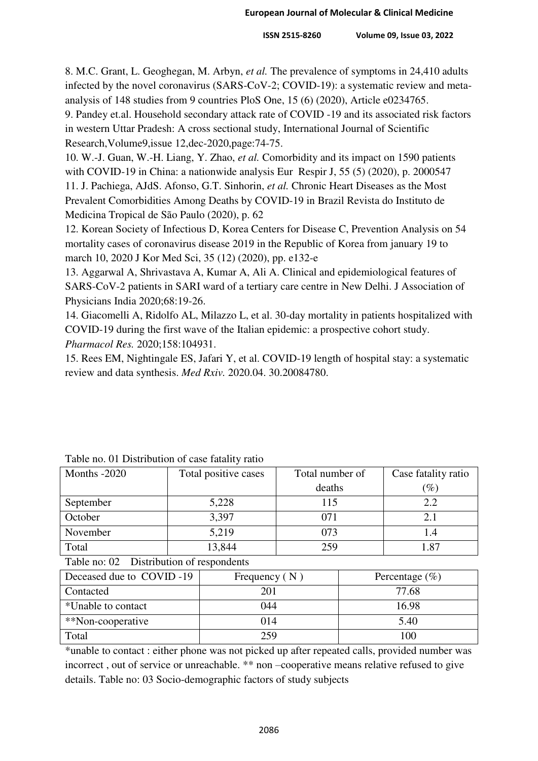8. M.C. Grant, L. Geoghegan, M. Arbyn, *et al.* The prevalence of symptoms in 24,410 adults infected by the novel coronavirus (SARS-CoV-2; COVID-19): a systematic review and meta-analysis of 148 studies from 9 countries PloS One, 15 (6) (2020), Article e0234765.

9. Pandey et.al. Household secondary attack rate of COVID -19 and its associated risk factors in western Uttar Pradesh: A cross sectional study, International Journal of Scientific Research,Volume9,issue 12,dec-2020,page:74-75.

10. W.-J. Guan, W.-H. Liang, Y. Zhao, *et al.* Comorbidity and its impact on 1590 patients with COVID-19 in China: a nationwide analysis Eur Respir J, 55 (5) (2020), p. 2000547

11. J. Pachiega, AJdS. Afonso, G.T. Sinhorin, *et al.* Chronic Heart Diseases as the Most Prevalent Comorbidities Among Deaths by COVID-19 in Brazil Revista do Instituto de Medicina Tropical de São Paulo (2020), p. 62

12. Korean Society of Infectious D, Korea Centers for Disease C, Prevention Analysis on 54 mortality cases of coronavirus disease 2019 in the Republic of Korea from january 19 to march 10, 2020 J Kor Med Sci, 35 (12) (2020), pp. e132-e

13. Aggarwal A, Shrivastava A, Kumar A, Ali A. Clinical and epidemiological features of SARS-CoV-2 patients in SARI ward of a tertiary care centre in New Delhi. J Association of Physicians India 2020;68:19-26.

14. Giacomelli A, Ridolfo AL, Milazzo L, et al. 30-day mortality in patients hospitalized with COVID-19 during the first wave of the Italian epidemic: a prospective cohort study. *Pharmacol Res.* 2020;158:104931.

15. Rees EM, Nightingale ES, Jafari Y, et al. COVID-19 length of hospital stay: a systematic review and data synthesis. *Med Rxiv.* 2020.04. 30.20084780.

Table no. 01 Distribution of case fatality ratio

| Months -2020 | Total positive cases | Total number of deaths | Case fatality ratio (%) |
|---|---|---|---|
| September | 5,228 | 115 | 2.2 |
| October | 3,397 | 071 | 2.1 |
| November | 5,219 | 073 | 1.4 |
| Total | 13,844 | 259 | 1.87 |

Table no: 02 Distribution of respondents

| Deceased due to COVID -19 | Frequency ( N ) | Percentage (%) |
|---|---|---|
| Contacted | 201 | 77.68 |
| *Unable to contact | 044 | 16.98 |
| **Non-cooperative | 014 | 5.40 |
| Total | 259 | 100 |

*unable to contact : either phone was not picked up after repeated calls, provided number was incorrect , out of service or unreachable. ** non –cooperative means relative refused to give details. Table no: 03 Socio-demographic factors of study subjects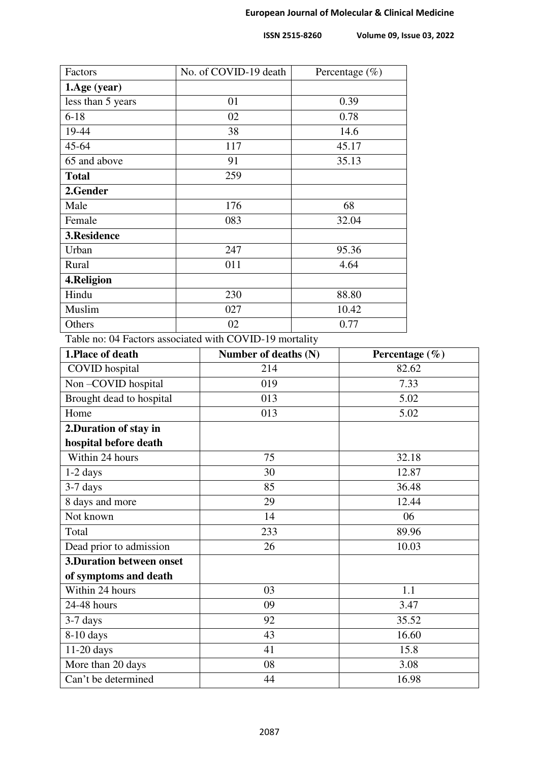| Factors | No. of COVID-19 death | Percentage (%) |
|---|---|---|
| **1.Age (year)** | | |
| less than 5 years | 01 | 0.39 |
| 6-18 | 02 | 0.78 |
| 19-44 | 38 | 14.6 |
| 45-64 | 117 | 45.17 |
| 65 and above | 91 | 35.13 |
| **Total** | 259 | |
| **2.Gender** | | |
| Male | 176 | 68 |
| Female | 083 | 32.04 |
| **3.Residence** | | |
| Urban | 247 | 95.36 |
| Rural | 011 | 4.64 |
| **4.Religion** | | |
| Hindu | 230 | 88.80 |
| Muslim | 027 | 10.42 |
| Others | 02 | 0.77 |

Table no: 04 Factors associated with COVID-19 mortality

| **1.Place of death** | **Number of deaths (N)** | **Percentage (%)** |
|---|---|---|
| COVID hospital | 214 | 82.62 |
| Non –COVID hospital | 019 | 7.33 |
| Brought dead to hospital | 013 | 5.02 |
| Home | 013 | 5.02 |
| **2.Duration of stay in hospital before death** | | |
| Within 24 hours | 75 | 32.18 |
| 1-2 days | 30 | 12.87 |
| 3-7 days | 85 | 36.48 |
| 8 days and more | 29 | 12.44 |
| Not known | 14 | 06 |
| Total | 233 | 89.96 |
| Dead prior to admission | 26 | 10.03 |
| **3.Duration between onset of symptoms and death** | | |
| Within 24 hours | 03 | 1.1 |
| 24-48 hours | 09 | 3.47 |
| 3-7 days | 92 | 35.52 |
| 8-10 days | 43 | 16.60 |
| 11-20 days | 41 | 15.8 |
| More than 20 days | 08 | 3.08 |
| Can't be determined | 44 | 16.98 |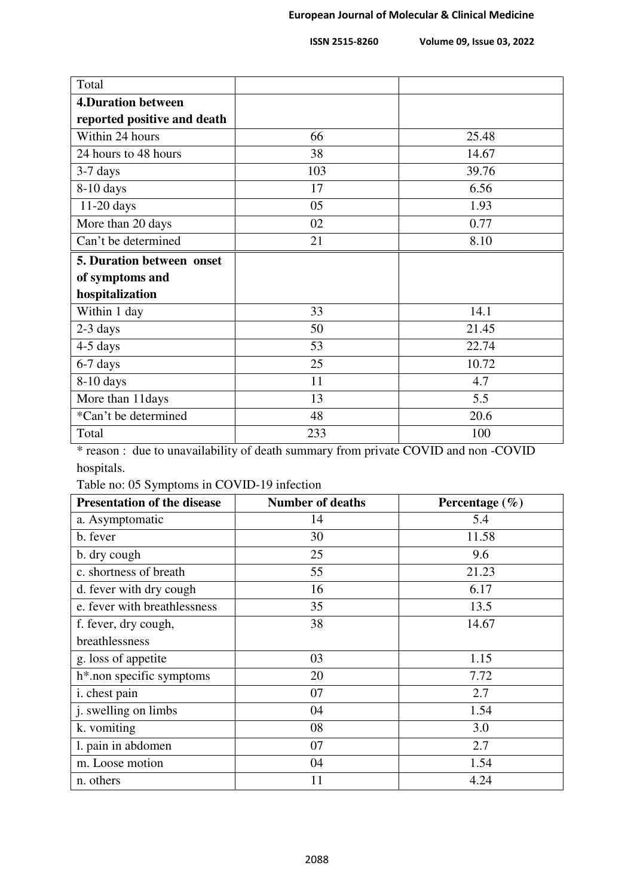| Total | | |
|---|---|---|
| **4.Duration between reported positive and death** | | |
| Within 24 hours | 66 | 25.48 |
| 24 hours to 48 hours | 38 | 14.67 |
| 3-7 days | 103 | 39.76 |
| 8-10 days | 17 | 6.56 |
| 11-20 days | 05 | 1.93 |
| More than 20 days | 02 | 0.77 |
| Can't be determined | 21 | 8.10 |
| **5. Duration between onset of symptoms and hospitalization** | | |
| Within 1 day | 33 | 14.1 |
| 2-3 days | 50 | 21.45 |
| 4-5 days | 53 | 22.74 |
| 6-7 days | 25 | 10.72 |
| 8-10 days | 11 | 4.7 |
| More than 11days | 13 | 5.5 |
| *Can't be determined | 48 | 20.6 |
| Total | 233 | 100 |

* reason : due to unavailability of death summary from private COVID and non -COVID hospitals.

Table no: 05 Symptoms in COVID-19 infection

| Presentation of the disease | Number of deaths | Percentage (%) |
|---|---|---|
| a. Asymptomatic | 14 | 5.4 |
| b. fever | 30 | 11.58 |
| b. dry cough | 25 | 9.6 |
| c. shortness of breath | 55 | 21.23 |
| d. fever with dry cough | 16 | 6.17 |
| e. fever with breathlessness | 35 | 13.5 |
| f. fever, dry cough, breathlessness | 38 | 14.67 |
| g. loss of appetite | 03 | 1.15 |
| h*.non specific symptoms | 20 | 7.72 |
| i. chest pain | 07 | 2.7 |
| j. swelling on limbs | 04 | 1.54 |
| k. vomiting | 08 | 3.0 |
| l. pain in abdomen | 07 | 2.7 |
| m. Loose motion | 04 | 1.54 |
| n. others | 11 | 4.24 |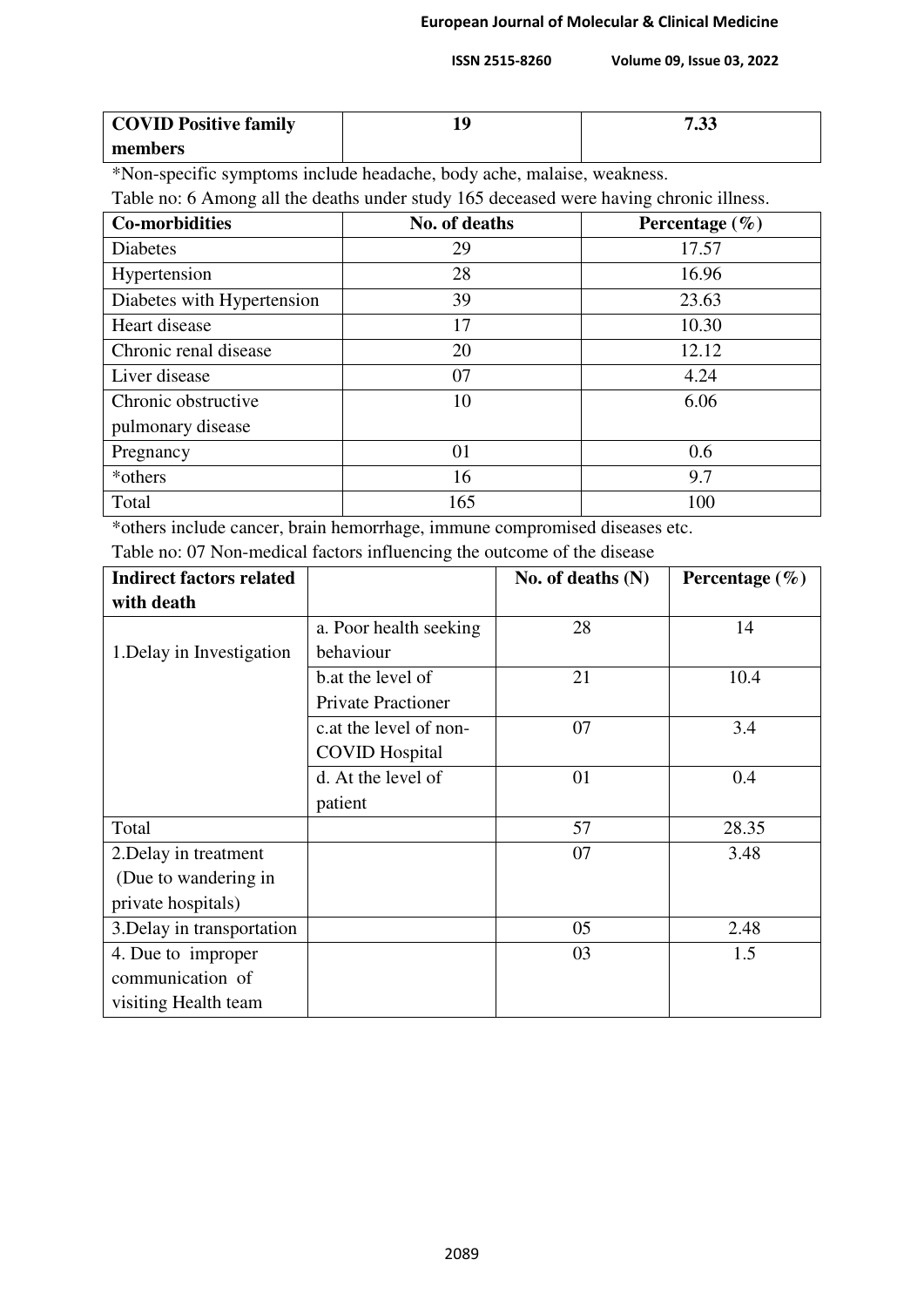| | | |
|---|---|---|
| **COVID Positive family members** | **19** | **7.33** |

*Non-specific symptoms include headache, body ache, malaise, weakness.

Table no: 6 Among all the deaths under study 165 deceased were having chronic illness.

| Co-morbidities | No. of deaths | Percentage (%) |
|---|---|---|
| Diabetes | 29 | 17.57 |
| Hypertension | 28 | 16.96 |
| Diabetes with Hypertension | 39 | 23.63 |
| Heart disease | 17 | 10.30 |
| Chronic renal disease | 20 | 12.12 |
| Liver disease | 07 | 4.24 |
| Chronic obstructive pulmonary disease | 10 | 6.06 |
| Pregnancy | 01 | 0.6 |
| *others | 16 | 9.7 |
| Total | 165 | 100 |

*others include cancer, brain hemorrhage, immune compromised diseases etc.

Table no: 07 Non-medical factors influencing the outcome of the disease

| Indirect factors related with death | | No. of deaths (N) | Percentage (%) |
|---|---|---|---|
| 1.Delay in Investigation | a. Poor health seeking behaviour | 28 | 14 |
| | b.at the level of Private Practioner | 21 | 10.4 |
| | c.at the level of non-COVID Hospital | 07 | 3.4 |
| | d. At the level of patient | 01 | 0.4 |
| Total | | 57 | 28.35 |
| 2.Delay in treatment (Due to wandering in private hospitals) | | 07 | 3.48 |
| 3.Delay in transportation | | 05 | 2.48 |
| 4. Due to improper communication of visiting Health team | | 03 | 1.5 |